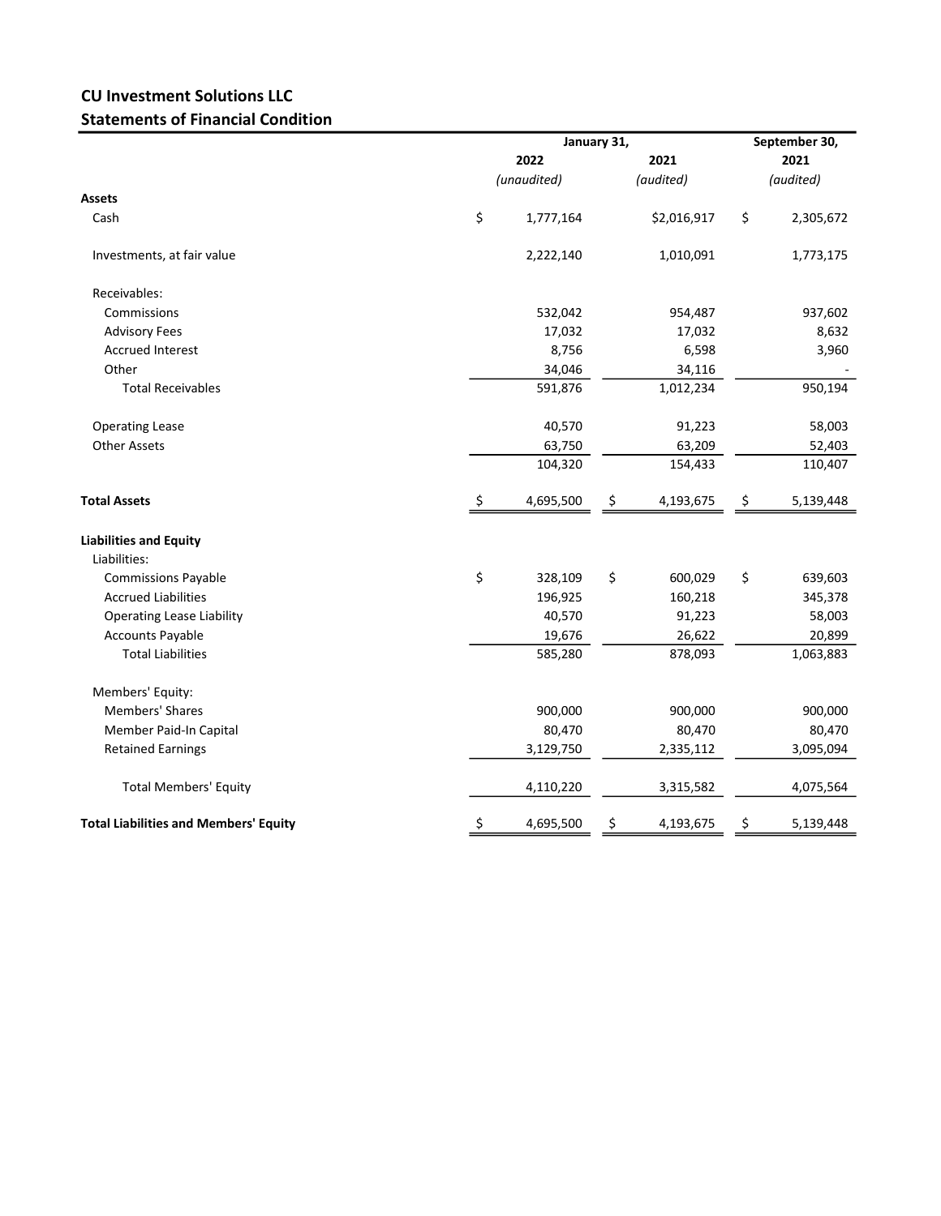**CU Investment Solutions LLC**
**Statements of Financial Condition**

| | January 31, | | September 30, |
|---|---|---|---|
| | 2022 | 2021 | 2021 |
| | *(unaudited)* | *(audited)* | *(audited)* |
| **Assets** | | | |
| Cash | $ 1,777,164 | $2,016,917 | $ 2,305,672 |
| Investments, at fair value | 2,222,140 | 1,010,091 | 1,773,175 |
| Receivables: | | | |
| Commissions | 532,042 | 954,487 | 937,602 |
| Advisory Fees | 17,032 | 17,032 | 8,632 |
| Accrued Interest | 8,756 | 6,598 | 3,960 |
| Other | 34,046 | 34,116 | - |
| Total Receivables | 591,876 | 1,012,234 | 950,194 |
| Operating Lease | 40,570 | 91,223 | 58,003 |
| Other Assets | 63,750 | 63,209 | 52,403 |
| | 104,320 | 154,433 | 110,407 |
| **Total Assets** | $ 4,695,500 | $ 4,193,675 | $ 5,139,448 |
| **Liabilities and Equity** | | | |
| Liabilities: | | | |
| Commissions Payable | $ 328,109 | $ 600,029 | $ 639,603 |
| Accrued Liabilities | 196,925 | 160,218 | 345,378 |
| Operating Lease Liability | 40,570 | 91,223 | 58,003 |
| Accounts Payable | 19,676 | 26,622 | 20,899 |
| Total Liabilities | 585,280 | 878,093 | 1,063,883 |
| Members' Equity: | | | |
| Members' Shares | 900,000 | 900,000 | 900,000 |
| Member Paid-In Capital | 80,470 | 80,470 | 80,470 |
| Retained Earnings | 3,129,750 | 2,335,112 | 3,095,094 |
| Total Members' Equity | 4,110,220 | 3,315,582 | 4,075,564 |
| **Total Liabilities and Members' Equity** | $ 4,695,500 | $ 4,193,675 | $ 5,139,448 |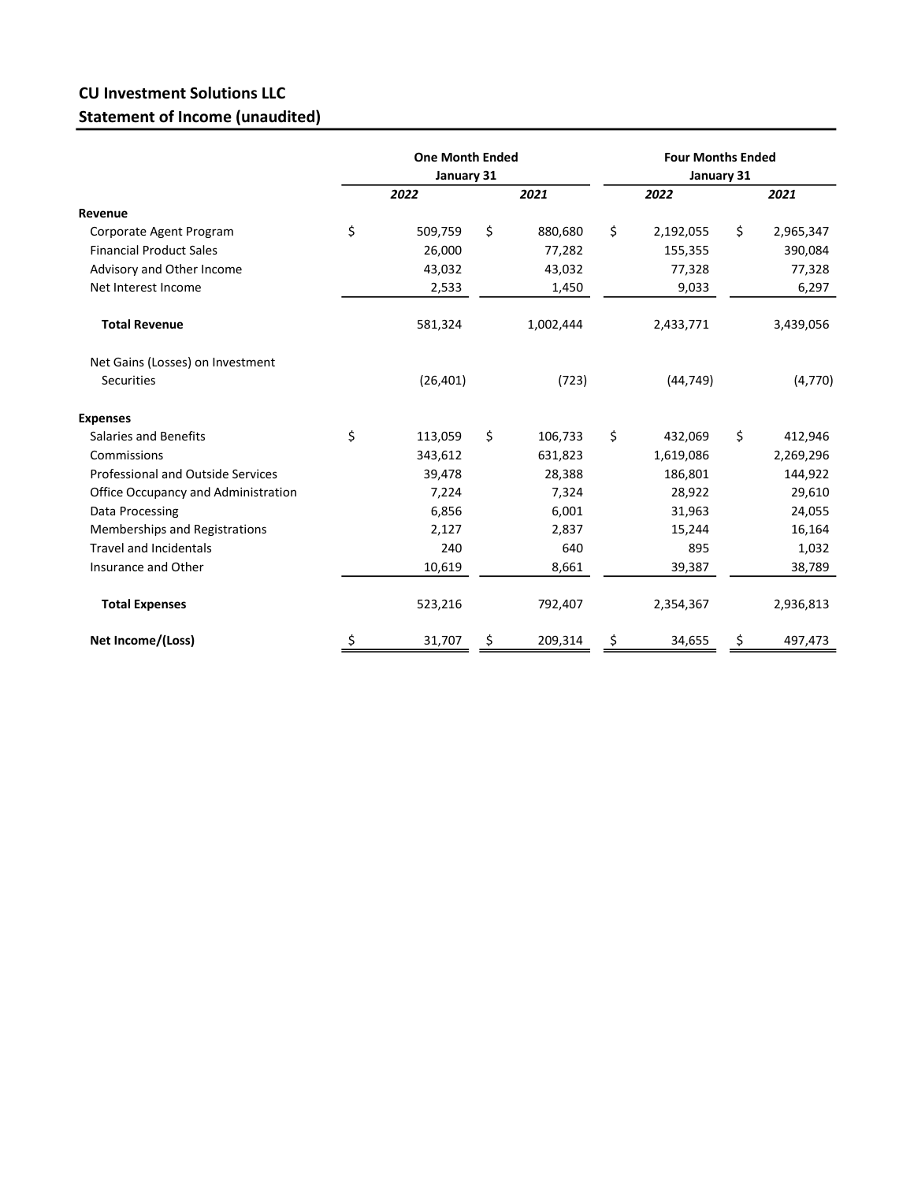## CU Investment Solutions LLC
## Statement of Income (unaudited)

| | One Month Ended January 31 | | Four Months Ended January 31 | |
|---|---|---|---|---|
| | *2022* | *2021* | *2022* | *2021* |
| **Revenue** | | | | |
| Corporate Agent Program | $ 509,759 | $ 880,680 | $ 2,192,055 | $ 2,965,347 |
| Financial Product Sales | 26,000 | 77,282 | 155,355 | 390,084 |
| Advisory and Other Income | 43,032 | 43,032 | 77,328 | 77,328 |
| Net Interest Income | 2,533 | 1,450 | 9,033 | 6,297 |
| **Total Revenue** | 581,324 | 1,002,444 | 2,433,771 | 3,439,056 |
| Net Gains (Losses) on Investment Securities | (26,401) | (723) | (44,749) | (4,770) |
| **Expenses** | | | | |
| Salaries and Benefits | $ 113,059 | $ 106,733 | $ 432,069 | $ 412,946 |
| Commissions | 343,612 | 631,823 | 1,619,086 | 2,269,296 |
| Professional and Outside Services | 39,478 | 28,388 | 186,801 | 144,922 |
| Office Occupancy and Administration | 7,224 | 7,324 | 28,922 | 29,610 |
| Data Processing | 6,856 | 6,001 | 31,963 | 24,055 |
| Memberships and Registrations | 2,127 | 2,837 | 15,244 | 16,164 |
| Travel and Incidentals | 240 | 640 | 895 | 1,032 |
| Insurance and Other | 10,619 | 8,661 | 39,387 | 38,789 |
| **Total Expenses** | 523,216 | 792,407 | 2,354,367 | 2,936,813 |
| **Net Income/(Loss)** | $ 31,707 | $ 209,314 | $ 34,655 | $ 497,473 |